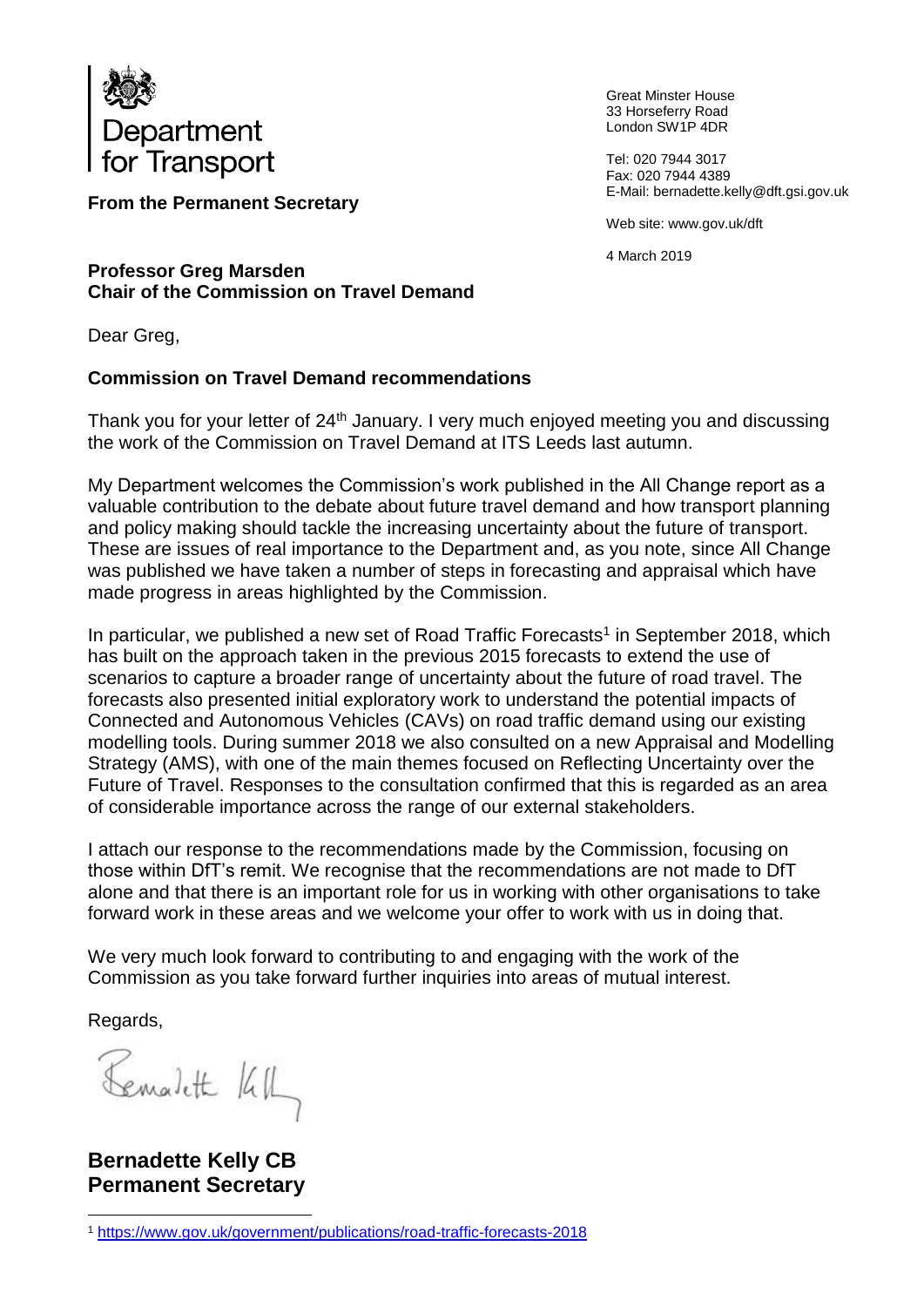Department for Transport

**From the Permanent Secretary**

Great Minster House
33 Horseferry Road
London SW1P 4DR

Tel: 020 7944 3017
Fax: 020 7944 4389
E-Mail: bernadette.kelly@dft.gsi.gov.uk

Web site: www.gov.uk/dft

4 March 2019

**Professor Greg Marsden**
**Chair of the Commission on Travel Demand**

Dear Greg,

**Commission on Travel Demand recommendations**

Thank you for your letter of 24th January. I very much enjoyed meeting you and discussing the work of the Commission on Travel Demand at ITS Leeds last autumn.

My Department welcomes the Commission's work published in the All Change report as a valuable contribution to the debate about future travel demand and how transport planning and policy making should tackle the increasing uncertainty about the future of transport. These are issues of real importance to the Department and, as you note, since All Change was published we have taken a number of steps in forecasting and appraisal which have made progress in areas highlighted by the Commission.

In particular, we published a new set of Road Traffic Forecasts[1] in September 2018, which has built on the approach taken in the previous 2015 forecasts to extend the use of scenarios to capture a broader range of uncertainty about the future of road travel. The forecasts also presented initial exploratory work to understand the potential impacts of Connected and Autonomous Vehicles (CAVs) on road traffic demand using our existing modelling tools. During summer 2018 we also consulted on a new Appraisal and Modelling Strategy (AMS), with one of the main themes focused on Reflecting Uncertainty over the Future of Travel. Responses to the consultation confirmed that this is regarded as an area of considerable importance across the range of our external stakeholders.

I attach our response to the recommendations made by the Commission, focusing on those within DfT's remit. We recognise that the recommendations are not made to DfT alone and that there is an important role for us in working with other organisations to take forward work in these areas and we welcome your offer to work with us in doing that.

We very much look forward to contributing to and engaging with the work of the Commission as you take forward further inquiries into areas of mutual interest.

Regards,

Bernadette Kelly

**Bernadette Kelly CB**
**Permanent Secretary**

[1] https://www.gov.uk/government/publications/road-traffic-forecasts-2018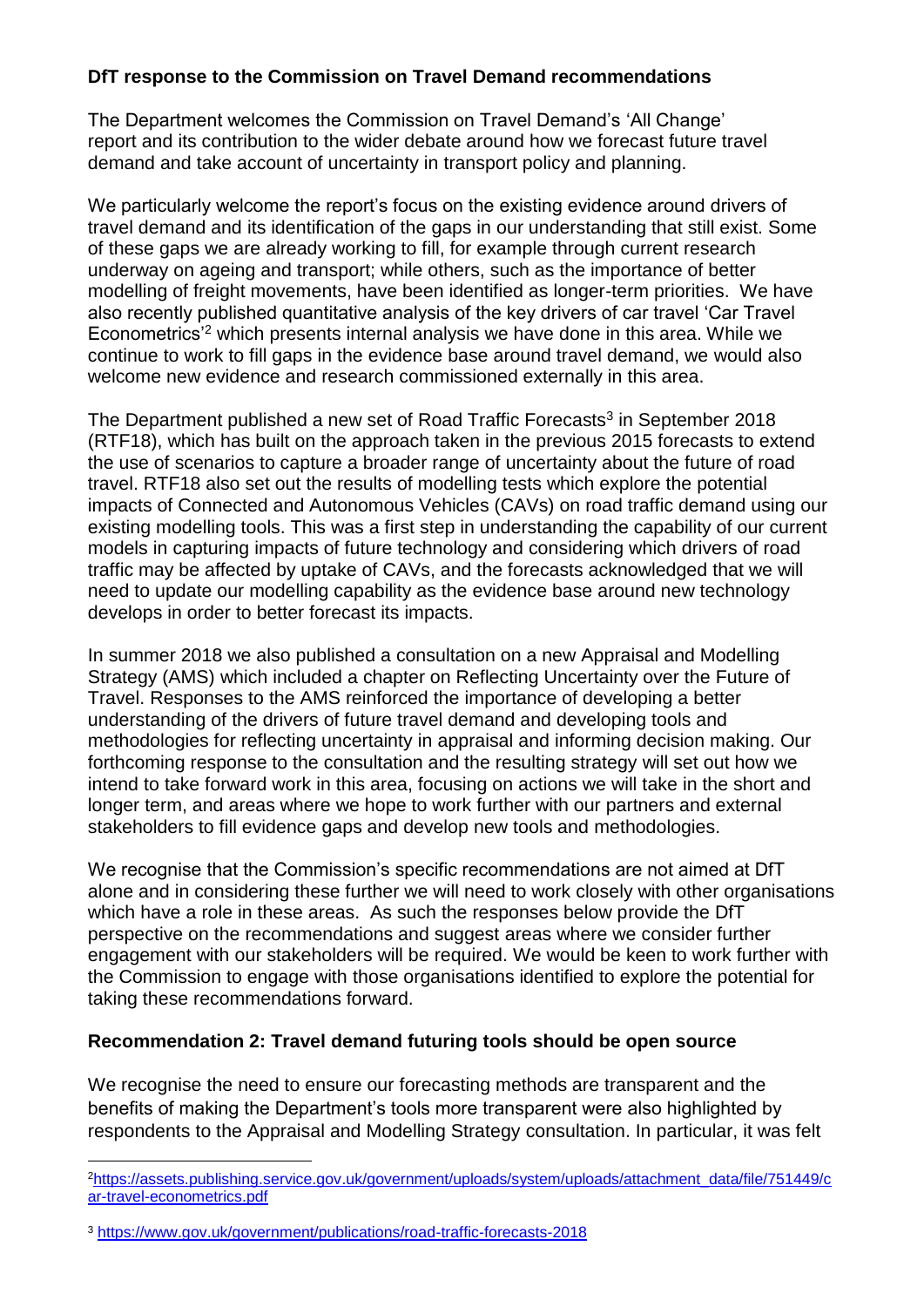**DfT response to the Commission on Travel Demand recommendations**

The Department welcomes the Commission on Travel Demand's 'All Change' report and its contribution to the wider debate around how we forecast future travel demand and take account of uncertainty in transport policy and planning.

We particularly welcome the report's focus on the existing evidence around drivers of travel demand and its identification of the gaps in our understanding that still exist. Some of these gaps we are already working to fill, for example through current research underway on ageing and transport; while others, such as the importance of better modelling of freight movements, have been identified as longer-term priorities. We have also recently published quantitative analysis of the key drivers of car travel 'Car Travel Econometrics'[2] which presents internal analysis we have done in this area. While we continue to work to fill gaps in the evidence base around travel demand, we would also welcome new evidence and research commissioned externally in this area.

The Department published a new set of Road Traffic Forecasts[3] in September 2018 (RTF18), which has built on the approach taken in the previous 2015 forecasts to extend the use of scenarios to capture a broader range of uncertainty about the future of road travel. RTF18 also set out the results of modelling tests which explore the potential impacts of Connected and Autonomous Vehicles (CAVs) on road traffic demand using our existing modelling tools. This was a first step in understanding the capability of our current models in capturing impacts of future technology and considering which drivers of road traffic may be affected by uptake of CAVs, and the forecasts acknowledged that we will need to update our modelling capability as the evidence base around new technology develops in order to better forecast its impacts.

In summer 2018 we also published a consultation on a new Appraisal and Modelling Strategy (AMS) which included a chapter on Reflecting Uncertainty over the Future of Travel. Responses to the AMS reinforced the importance of developing a better understanding of the drivers of future travel demand and developing tools and methodologies for reflecting uncertainty in appraisal and informing decision making. Our forthcoming response to the consultation and the resulting strategy will set out how we intend to take forward work in this area, focusing on actions we will take in the short and longer term, and areas where we hope to work further with our partners and external stakeholders to fill evidence gaps and develop new tools and methodologies.

We recognise that the Commission's specific recommendations are not aimed at DfT alone and in considering these further we will need to work closely with other organisations which have a role in these areas. As such the responses below provide the DfT perspective on the recommendations and suggest areas where we consider further engagement with our stakeholders will be required. We would be keen to work further with the Commission to engage with those organisations identified to explore the potential for taking these recommendations forward.

**Recommendation 2: Travel demand futuring tools should be open source**

We recognise the need to ensure our forecasting methods are transparent and the benefits of making the Department's tools more transparent were also highlighted by respondents to the Appraisal and Modelling Strategy consultation. In particular, it was felt

---

[2] https://assets.publishing.service.gov.uk/government/uploads/system/uploads/attachment_data/file/751449/car-travel-econometrics.pdf

[3] https://www.gov.uk/government/publications/road-traffic-forecasts-2018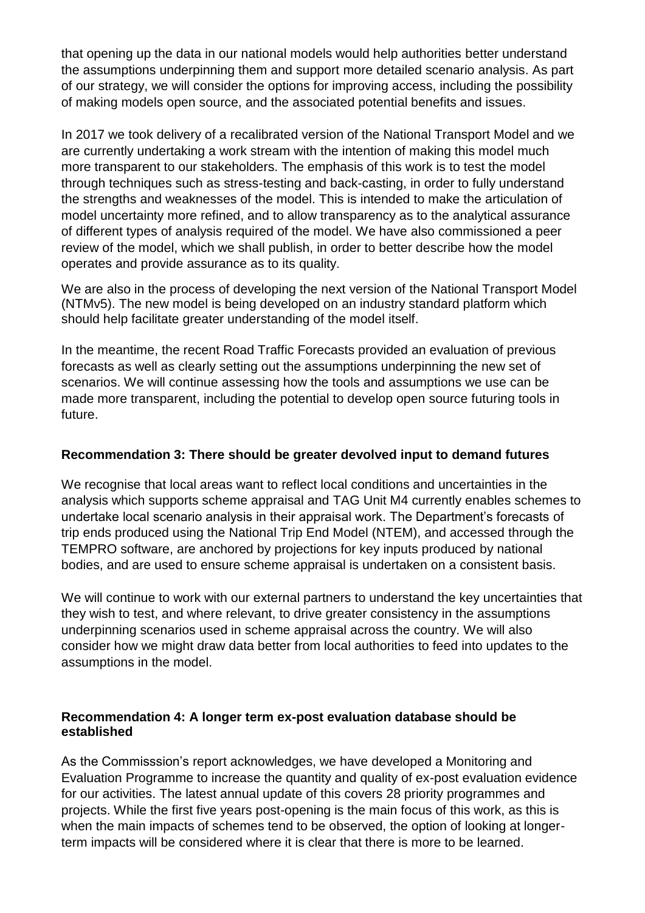that opening up the data in our national models would help authorities better understand the assumptions underpinning them and support more detailed scenario analysis. As part of our strategy, we will consider the options for improving access, including the possibility of making models open source, and the associated potential benefits and issues.

In 2017 we took delivery of a recalibrated version of the National Transport Model and we are currently undertaking a work stream with the intention of making this model much more transparent to our stakeholders. The emphasis of this work is to test the model through techniques such as stress-testing and back-casting, in order to fully understand the strengths and weaknesses of the model. This is intended to make the articulation of model uncertainty more refined, and to allow transparency as to the analytical assurance of different types of analysis required of the model. We have also commissioned a peer review of the model, which we shall publish, in order to better describe how the model operates and provide assurance as to its quality.

We are also in the process of developing the next version of the National Transport Model (NTMv5). The new model is being developed on an industry standard platform which should help facilitate greater understanding of the model itself.

In the meantime, the recent Road Traffic Forecasts provided an evaluation of previous forecasts as well as clearly setting out the assumptions underpinning the new set of scenarios. We will continue assessing how the tools and assumptions we use can be made more transparent, including the potential to develop open source futuring tools in future.

**Recommendation 3: There should be greater devolved input to demand futures**

We recognise that local areas want to reflect local conditions and uncertainties in the analysis which supports scheme appraisal and TAG Unit M4 currently enables schemes to undertake local scenario analysis in their appraisal work. The Department's forecasts of trip ends produced using the National Trip End Model (NTEM), and accessed through the TEMPRO software, are anchored by projections for key inputs produced by national bodies, and are used to ensure scheme appraisal is undertaken on a consistent basis.

We will continue to work with our external partners to understand the key uncertainties that they wish to test, and where relevant, to drive greater consistency in the assumptions underpinning scenarios used in scheme appraisal across the country. We will also consider how we might draw data better from local authorities to feed into updates to the assumptions in the model.

**Recommendation 4: A longer term ex-post evaluation database should be established**

As the Commisssion's report acknowledges, we have developed a Monitoring and Evaluation Programme to increase the quantity and quality of ex-post evaluation evidence for our activities. The latest annual update of this covers 28 priority programmes and projects. While the first five years post-opening is the main focus of this work, as this is when the main impacts of schemes tend to be observed, the option of looking at longer-term impacts will be considered where it is clear that there is more to be learned.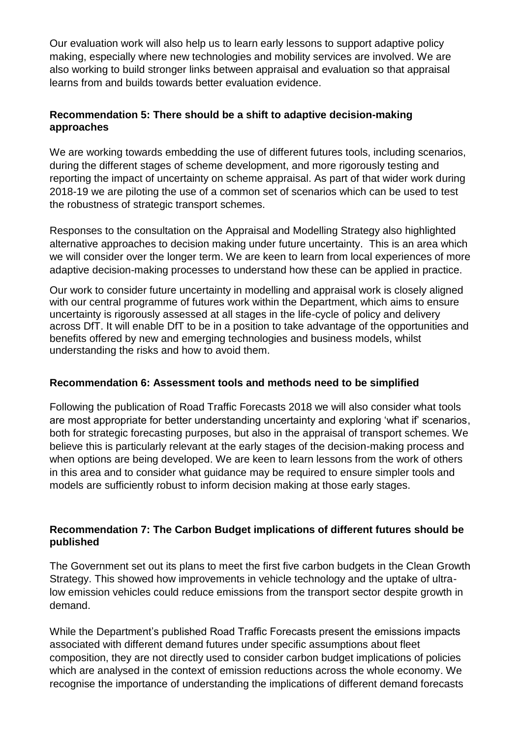Our evaluation work will also help us to learn early lessons to support adaptive policy making, especially where new technologies and mobility services are involved. We are also working to build stronger links between appraisal and evaluation so that appraisal learns from and builds towards better evaluation evidence.

### Recommendation 5: There should be a shift to adaptive decision-making approaches

We are working towards embedding the use of different futures tools, including scenarios, during the different stages of scheme development, and more rigorously testing and reporting the impact of uncertainty on scheme appraisal. As part of that wider work during 2018-19 we are piloting the use of a common set of scenarios which can be used to test the robustness of strategic transport schemes.

Responses to the consultation on the Appraisal and Modelling Strategy also highlighted alternative approaches to decision making under future uncertainty. This is an area which we will consider over the longer term. We are keen to learn from local experiences of more adaptive decision-making processes to understand how these can be applied in practice.

Our work to consider future uncertainty in modelling and appraisal work is closely aligned with our central programme of futures work within the Department, which aims to ensure uncertainty is rigorously assessed at all stages in the life-cycle of policy and delivery across DfT. It will enable DfT to be in a position to take advantage of the opportunities and benefits offered by new and emerging technologies and business models, whilst understanding the risks and how to avoid them.

### Recommendation 6: Assessment tools and methods need to be simplified

Following the publication of Road Traffic Forecasts 2018 we will also consider what tools are most appropriate for better understanding uncertainty and exploring 'what if' scenarios, both for strategic forecasting purposes, but also in the appraisal of transport schemes. We believe this is particularly relevant at the early stages of the decision-making process and when options are being developed. We are keen to learn lessons from the work of others in this area and to consider what guidance may be required to ensure simpler tools and models are sufficiently robust to inform decision making at those early stages.

### Recommendation 7: The Carbon Budget implications of different futures should be published

The Government set out its plans to meet the first five carbon budgets in the Clean Growth Strategy. This showed how improvements in vehicle technology and the uptake of ultra-low emission vehicles could reduce emissions from the transport sector despite growth in demand.

While the Department's published Road Traffic Forecasts present the emissions impacts associated with different demand futures under specific assumptions about fleet composition, they are not directly used to consider carbon budget implications of policies which are analysed in the context of emission reductions across the whole economy. We recognise the importance of understanding the implications of different demand forecasts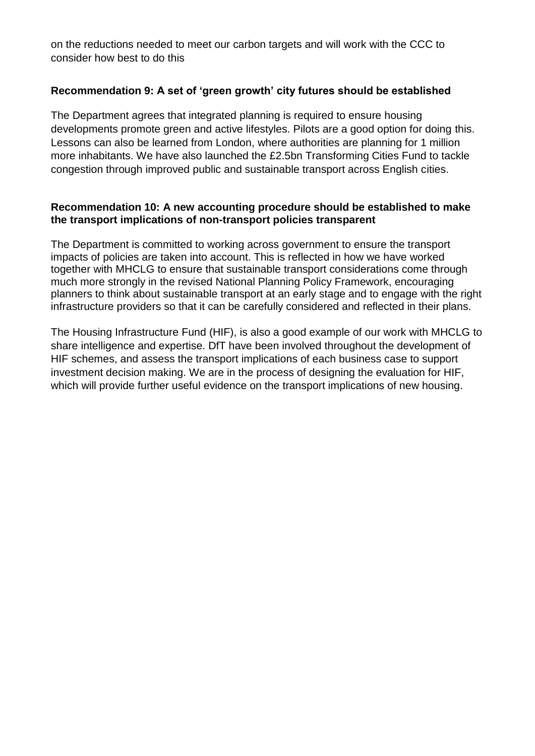on the reductions needed to meet our carbon targets and will work with the CCC to consider how best to do this

**Recommendation 9: A set of 'green growth' city futures should be established**

The Department agrees that integrated planning is required to ensure housing developments promote green and active lifestyles. Pilots are a good option for doing this. Lessons can also be learned from London, where authorities are planning for 1 million more inhabitants. We have also launched the £2.5bn Transforming Cities Fund to tackle congestion through improved public and sustainable transport across English cities.

**Recommendation 10: A new accounting procedure should be established to make the transport implications of non-transport policies transparent**

The Department is committed to working across government to ensure the transport impacts of policies are taken into account. This is reflected in how we have worked together with MHCLG to ensure that sustainable transport considerations come through much more strongly in the revised National Planning Policy Framework, encouraging planners to think about sustainable transport at an early stage and to engage with the right infrastructure providers so that it can be carefully considered and reflected in their plans.

The Housing Infrastructure Fund (HIF), is also a good example of our work with MHCLG to share intelligence and expertise. DfT have been involved throughout the development of HIF schemes, and assess the transport implications of each business case to support investment decision making. We are in the process of designing the evaluation for HIF, which will provide further useful evidence on the transport implications of new housing.